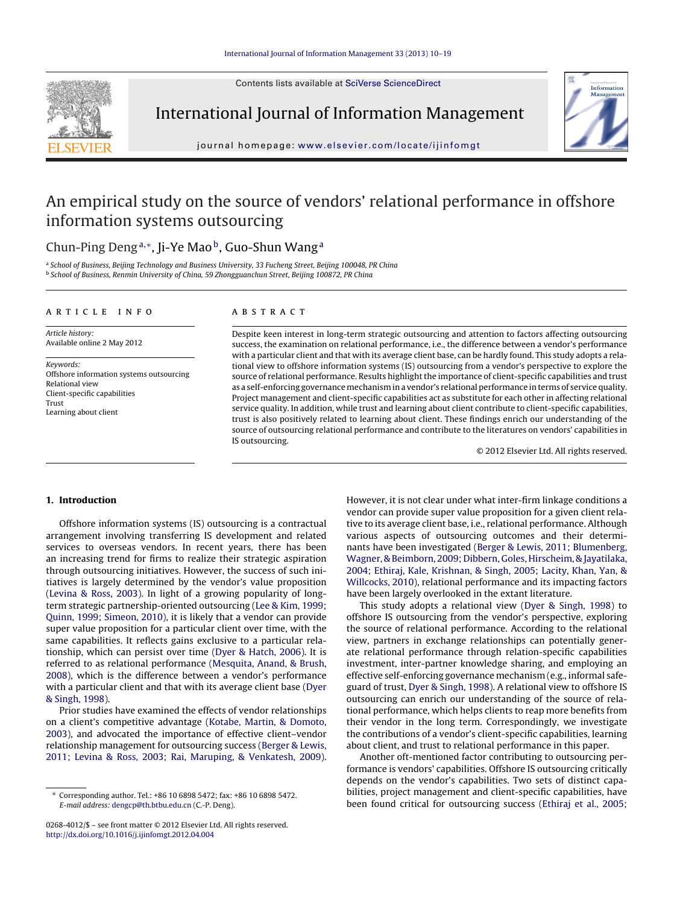# An empirical study on the source of vendors' relational performance in offshore information systems outsourcing

Chun-Ping Deng[a,*], Ji-Ye Mao[b], Guo-Shun Wang[a]

[a] School of Business, Beijing Technology and Business University, 33 Fucheng Street, Beijing 100048, PR China
[b] School of Business, Renmin University of China, 59 Zhongguanchun Street, Beijing 100872, PR China

## ARTICLE INFO

*Article history:*
Available online 2 May 2012

*Keywords:*
Offshore information systems outsourcing
Relational view
Client-specific capabilities
Trust
Learning about client

## ABSTRACT

Despite keen interest in long-term strategic outsourcing and attention to factors affecting outsourcing success, the examination on relational performance, i.e., the difference between a vendor's performance with a particular client and that with its average client base, can be hardly found. This study adopts a relational view to offshore information systems (IS) outsourcing from a vendor's perspective to explore the source of relational performance. Results highlight the importance of client-specific capabilities and trust as a self-enforcing governance mechanism in a vendor's relational performance in terms of service quality. Project management and client-specific capabilities act as substitute for each other in affecting relational service quality. In addition, while trust and learning about client contribute to client-specific capabilities, trust is also positively related to learning about client. These findings enrich our understanding of the source of outsourcing relational performance and contribute to the literatures on vendors' capabilities in IS outsourcing.

© 2012 Elsevier Ltd. All rights reserved.

## 1. Introduction

Offshore information systems (IS) outsourcing is a contractual arrangement involving transferring IS development and related services to overseas vendors. In recent years, there has been an increasing trend for firms to realize their strategic aspiration through outsourcing initiatives. However, the success of such initiatives is largely determined by the vendor's value proposition (Levina & Ross, 2003). In light of a growing popularity of long-term strategic partnership-oriented outsourcing (Lee & Kim, 1999; Quinn, 1999; Simeon, 2010), it is likely that a vendor can provide super value proposition for a particular client over time, with the same capabilities. It reflects gains exclusive to a particular relationship, which can persist over time (Dyer & Hatch, 2006). It is referred to as relational performance (Mesquita, Anand, & Brush, 2008), which is the difference between a vendor's performance with a particular client and that with its average client base (Dyer & Singh, 1998).

Prior studies have examined the effects of vendor relationships on a client's competitive advantage (Kotabe, Martin, & Domoto, 2003), and advocated the importance of effective client–vendor relationship management for outsourcing success (Berger & Lewis, 2011; Levina & Ross, 2003; Rai, Maruping, & Venkatesh, 2009). However, it is not clear under what inter-firm linkage conditions a vendor can provide super value proposition for a given client relative to its average client base, i.e., relational performance. Although various aspects of outsourcing outcomes and their determinants have been investigated (Berger & Lewis, 2011; Blumenberg, Wagner, & Beimborn, 2009; Dibbern, Goles, Hirscheim, & Jayatilaka, 2004; Ethiraj, Kale, Krishnan, & Singh, 2005; Lacity, Khan, Yan, & Willcocks, 2010), relational performance and its impacting factors have been largely overlooked in the extant literature.

This study adopts a relational view (Dyer & Singh, 1998) to offshore IS outsourcing from the vendor's perspective, exploring the source of relational performance. According to the relational view, partners in exchange relationships can potentially generate relational performance through relation-specific capabilities investment, inter-partner knowledge sharing, and employing an effective self-enforcing governance mechanism (e.g., informal safeguard of trust, Dyer & Singh, 1998). A relational view to offshore IS outsourcing can enrich our understanding of the source of relational performance, which helps clients to reap more benefits from their vendor in the long term. Correspondingly, we investigate the contributions of a vendor's client-specific capabilities, learning about client, and trust to relational performance in this paper.

Another oft-mentioned factor contributing to outsourcing performance is vendors' capabilities. Offshore IS outsourcing critically depends on the vendor's capabilities. Two sets of distinct capabilities, project management and client-specific capabilities, have been found critical for outsourcing success (Ethiraj et al., 2005;

* Corresponding author. Tel.: +86 10 6898 5472; fax: +86 10 6898 5472. E-mail address: dengcp@th.btbu.edu.cn (C.-P. Deng).

0268-4012/$ – see front matter © 2012 Elsevier Ltd. All rights reserved.
http://dx.doi.org/10.1016/j.ijinfomgt.2012.04.004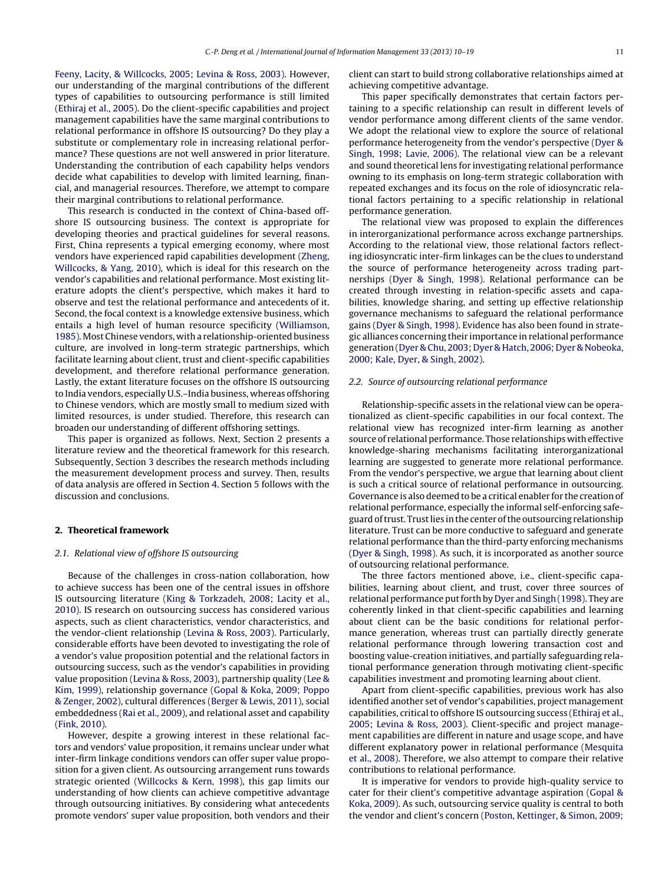Feeny, Lacity, & Willcocks, 2005; Levina & Ross, 2003). However, our understanding of the marginal contributions of the different types of capabilities to outsourcing performance is still limited (Ethiraj et al., 2005). Do the client-specific capabilities and project management capabilities have the same marginal contributions to relational performance in offshore IS outsourcing? Do they play a substitute or complementary role in increasing relational performance? These questions are not well answered in prior literature. Understanding the contribution of each capability helps vendors decide what capabilities to develop with limited learning, financial, and managerial resources. Therefore, we attempt to compare their marginal contributions to relational performance.

This research is conducted in the context of China-based offshore IS outsourcing business. The context is appropriate for developing theories and practical guidelines for several reasons. First, China represents a typical emerging economy, where most vendors have experienced rapid capabilities development (Zheng, Willcocks, & Yang, 2010), which is ideal for this research on the vendor's capabilities and relational performance. Most existing literature adopts the client's perspective, which makes it hard to observe and test the relational performance and antecedents of it. Second, the focal context is a knowledge extensive business, which entails a high level of human resource specificity (Williamson, 1985). Most Chinese vendors, with a relationship-oriented business culture, are involved in long-term strategic partnerships, which facilitate learning about client, trust and client-specific capabilities development, and therefore relational performance generation. Lastly, the extant literature focuses on the offshore IS outsourcing to India vendors, especially U.S.–India business, whereas offshoring to Chinese vendors, which are mostly small to medium sized with limited resources, is under studied. Therefore, this research can broaden our understanding of different offshoring settings.

This paper is organized as follows. Next, Section 2 presents a literature review and the theoretical framework for this research. Subsequently, Section 3 describes the research methods including the measurement development process and survey. Then, results of data analysis are offered in Section 4. Section 5 follows with the discussion and conclusions.

## 2. Theoretical framework

### 2.1. Relational view of offshore IS outsourcing

Because of the challenges in cross-nation collaboration, how to achieve success has been one of the central issues in offshore IS outsourcing literature (King & Torkzadeh, 2008; Lacity et al., 2010). IS research on outsourcing success has considered various aspects, such as client characteristics, vendor characteristics, and the vendor-client relationship (Levina & Ross, 2003). Particularly, considerable efforts have been devoted to investigating the role of a vendor's value proposition potential and the relational factors in outsourcing success, such as the vendor's capabilities in providing value proposition (Levina & Ross, 2003), partnership quality (Lee & Kim, 1999), relationship governance (Gopal & Koka, 2009; Poppo & Zenger, 2002), cultural differences (Berger & Lewis, 2011), social embeddedness (Rai et al., 2009), and relational asset and capability (Fink, 2010).

However, despite a growing interest in these relational factors and vendors' value proposition, it remains unclear under what inter-firm linkage conditions vendors can offer super value proposition for a given client. As outsourcing arrangement runs towards strategic oriented (Willcocks & Kern, 1998), this gap limits our understanding of how clients can achieve competitive advantage through outsourcing initiatives. By considering what antecedents promote vendors' super value proposition, both vendors and their client can start to build strong collaborative relationships aimed at achieving competitive advantage.

This paper specifically demonstrates that certain factors pertaining to a specific relationship can result in different levels of vendor performance among different clients of the same vendor. We adopt the relational view to explore the source of relational performance heterogeneity from the vendor's perspective (Dyer & Singh, 1998; Lavie, 2006). The relational view can be a relevant and sound theoretical lens for investigating relational performance owning to its emphasis on long-term strategic collaboration with repeated exchanges and its focus on the role of idiosyncratic relational factors pertaining to a specific relationship in relational performance generation.

The relational view was proposed to explain the differences in interorganizational performance across exchange partnerships. According to the relational view, those relational factors reflecting idiosyncratic inter-firm linkages can be the clues to understand the source of performance heterogeneity across trading partnerships (Dyer & Singh, 1998). Relational performance can be created through investing in relation-specific assets and capabilities, knowledge sharing, and setting up effective relationship governance mechanisms to safeguard the relational performance gains (Dyer & Singh, 1998). Evidence has also been found in strategic alliances concerning their importance in relational performance generation (Dyer & Chu, 2003; Dyer & Hatch, 2006; Dyer & Nobeoka, 2000; Kale, Dyer, & Singh, 2002).

### 2.2. Source of outsourcing relational performance

Relationship-specific assets in the relational view can be operationalized as client-specific capabilities in our focal context. The relational view has recognized inter-firm learning as another source of relational performance. Those relationships with effective knowledge-sharing mechanisms facilitating interorganizational learning are suggested to generate more relational performance. From the vendor's perspective, we argue that learning about client is such a critical source of relational performance in outsourcing. Governance is also deemed to be a critical enabler for the creation of relational performance, especially the informal self-enforcing safeguard of trust. Trust lies in the center of the outsourcing relationship literature. Trust can be more conductive to safeguard and generate relational performance than the third-party enforcing mechanisms (Dyer & Singh, 1998). As such, it is incorporated as another source of outsourcing relational performance.

The three factors mentioned above, i.e., client-specific capabilities, learning about client, and trust, cover three sources of relational performance put forth by Dyer and Singh (1998). They are coherently linked in that client-specific capabilities and learning about client can be the basic conditions for relational performance generation, whereas trust can partially directly generate relational performance through lowering transaction cost and boosting value-creation initiatives, and partially safeguarding relational performance generation through motivating client-specific capabilities investment and promoting learning about client.

Apart from client-specific capabilities, previous work has also identified another set of vendor's capabilities, project management capabilities, critical to offshore IS outsourcing success (Ethiraj et al., 2005; Levina & Ross, 2003). Client-specific and project management capabilities are different in nature and usage scope, and have different explanatory power in relational performance (Mesquita et al., 2008). Therefore, we also attempt to compare their relative contributions to relational performance.

It is imperative for vendors to provide high-quality service to cater for their client's competitive advantage aspiration (Gopal & Koka, 2009). As such, outsourcing service quality is central to both the vendor and client's concern (Poston, Kettinger, & Simon, 2009;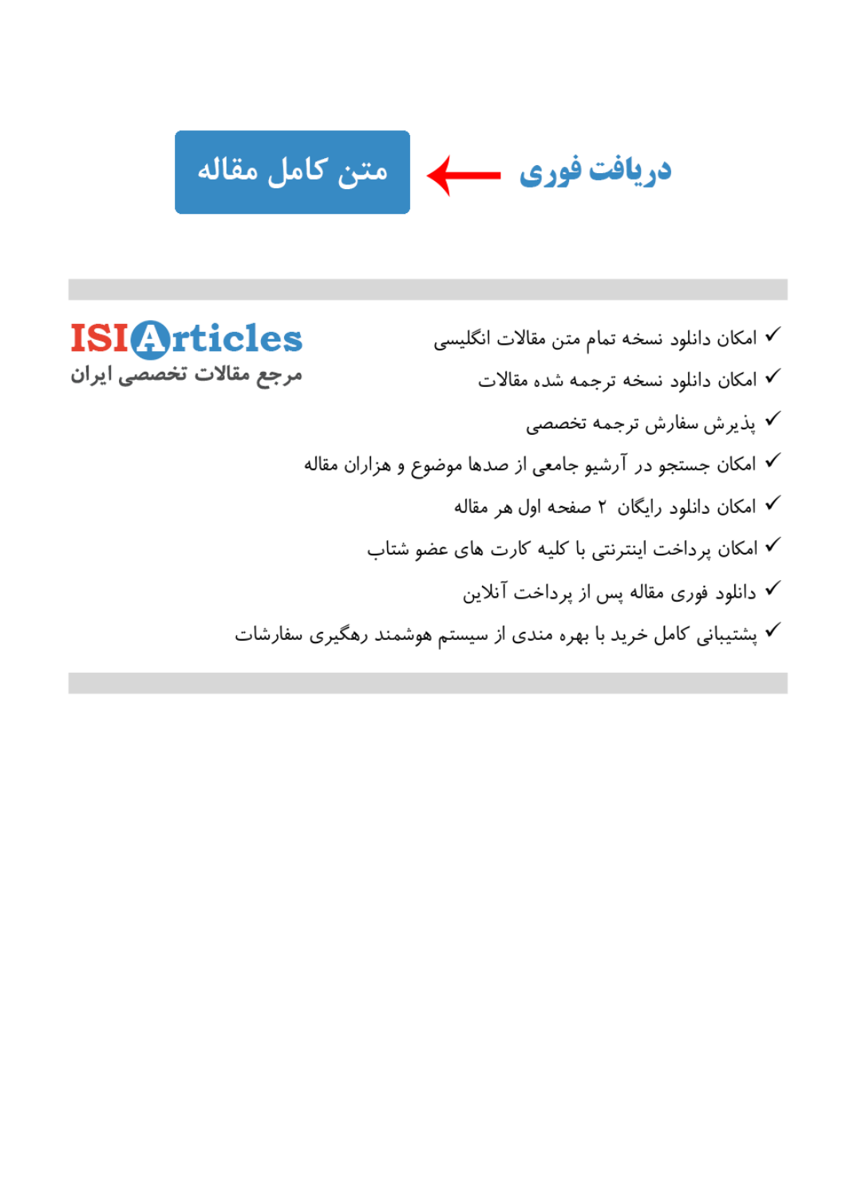دریافت فوری ← متن کامل مقاله

**ISIArticles**
مرجع مقالات تخصصی ایران

- ✓ امکان دانلود نسخه تمام متن مقالات انگلیسی
- ✓ امکان دانلود نسخه ترجمه شده مقالات
- ✓ پذیرش سفارش ترجمه تخصصی
- ✓ امکان جستجو در آرشیو جامعی از صدها موضوع و هزاران مقاله
- ✓ امکان دانلود رایگان ۲ صفحه اول هر مقاله
- ✓ امکان پرداخت اینترنتی با کلیه کارت های عضو شتاب
- ✓ دانلود فوری مقاله پس از پرداخت آنلاین
- ✓ پشتیبانی کامل خرید با بهره مندی از سیستم هوشمند رهگیری سفارشات